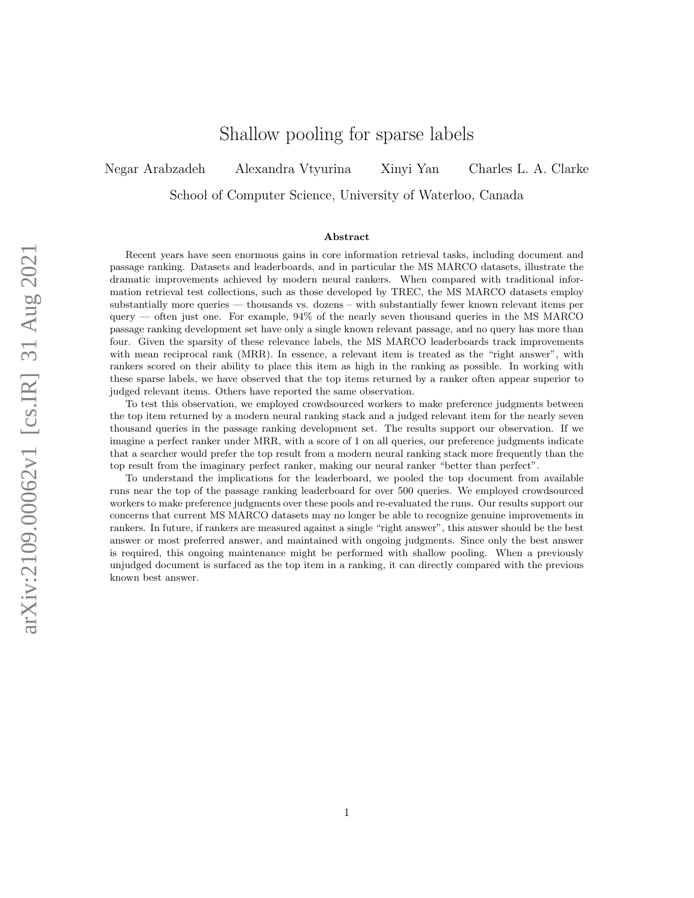# Shallow pooling for sparse labels

Negar Arabzadeh Alexandra Vtyurina Xinyi Yan Charles L. A. Clarke

School of Computer Science, University of Waterloo, Canada

### Abstract

Recent years have seen enormous gains in core information retrieval tasks, including document and passage ranking. Datasets and leaderboards, and in particular the MS MARCO datasets, illustrate the dramatic improvements achieved by modern neural rankers. When compared with traditional information retrieval test collections, such as those developed by TREC, the MS MARCO datasets employ substantially more queries — thousands vs. dozens – with substantially fewer known relevant items per query — often just one. For example, 94% of the nearly seven thousand queries in the MS MARCO passage ranking development set have only a single known relevant passage, and no query has more than four. Given the sparsity of these relevance labels, the MS MARCO leaderboards track improvements with mean reciprocal rank (MRR). In essence, a relevant item is treated as the "right answer", with rankers scored on their ability to place this item as high in the ranking as possible. In working with these sparse labels, we have observed that the top items returned by a ranker often appear superior to judged relevant items. Others have reported the same observation.

To test this observation, we employed crowdsourced workers to make preference judgments between the top item returned by a modern neural ranking stack and a judged relevant item for the nearly seven thousand queries in the passage ranking development set. The results support our observation. If we imagine a perfect ranker under MRR, with a score of 1 on all queries, our preference judgments indicate that a searcher would prefer the top result from a modern neural ranking stack more frequently than the top result from the imaginary perfect ranker, making our neural ranker "better than perfect".

To understand the implications for the leaderboard, we pooled the top document from available runs near the top of the passage ranking leaderboard for over 500 queries. We employed crowdsourced workers to make preference judgments over these pools and re-evaluated the runs. Our results support our concerns that current MS MARCO datasets may no longer be able to recognize genuine improvements in rankers. In future, if rankers are measured against a single "right answer", this answer should be the best answer or most preferred answer, and maintained with ongoing judgments. Since only the best answer is required, this ongoing maintenance might be performed with shallow pooling. When a previously unjudged document is surfaced as the top item in a ranking, it can directly compared with the previous known best answer.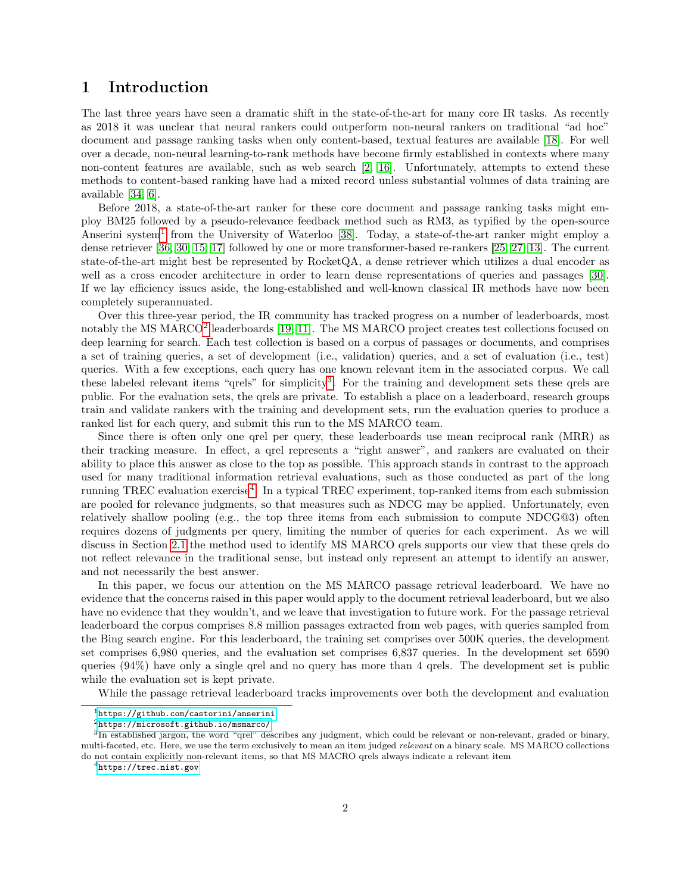# 1 Introduction

The last three years have seen a dramatic shift in the state-of-the-art for many core IR tasks. As recently as 2018 it was unclear that neural rankers could outperform non-neural rankers on traditional "ad hoc" document and passage ranking tasks when only content-based, textual features are available [18]. For well over a decade, non-neural learning-to-rank methods have become firmly established in contexts where many non-content features are available, such as web search [2, 16]. Unfortunately, attempts to extend these methods to content-based ranking have had a mixed record unless substantial volumes of data training are available [34, 6].

Before 2018, a state-of-the-art ranker for these core document and passage ranking tasks might employ BM25 followed by a pseudo-relevance feedback method such as RM3, as typified by the open-source Anserini system[1] from the University of Waterloo [38]. Today, a state-of-the-art ranker might employ a dense retriever [36, 30, 15, 17] followed by one or more transformer-based re-rankers [25, 27, 13]. The current state-of-the-art might best be represented by RocketQA, a dense retriever which utilizes a dual encoder as well as a cross encoder architecture in order to learn dense representations of queries and passages [30]. If we lay efficiency issues aside, the long-established and well-known classical IR methods have now been completely superannuated.

Over this three-year period, the IR community has tracked progress on a number of leaderboards, most notably the MS MARCO[2] leaderboards [19, 11]. The MS MARCO project creates test collections focused on deep learning for search. Each test collection is based on a corpus of passages or documents, and comprises a set of training queries, a set of development (i.e., validation) queries, and a set of evaluation (i.e., test) queries. With a few exceptions, each query has one known relevant item in the associated corpus. We call these labeled relevant items "qrels" for simplicity[3]. For the training and development sets these qrels are public. For the evaluation sets, the qrels are private. To establish a place on a leaderboard, research groups train and validate rankers with the training and development sets, run the evaluation queries to produce a ranked list for each query, and submit this run to the MS MARCO team.

Since there is often only one qrel per query, these leaderboards use mean reciprocal rank (MRR) as their tracking measure. In effect, a qrel represents a "right answer", and rankers are evaluated on their ability to place this answer as close to the top as possible. This approach stands in contrast to the approach used for many traditional information retrieval evaluations, such as those conducted as part of the long running TREC evaluation exercise[4]. In a typical TREC experiment, top-ranked items from each submission are pooled for relevance judgments, so that measures such as NDCG may be applied. Unfortunately, even relatively shallow pooling (e.g., the top three items from each submission to compute NDCG@3) often requires dozens of judgments per query, limiting the number of queries for each experiment. As we will discuss in Section 2.1 the method used to identify MS MARCO qrels supports our view that these qrels do not reflect relevance in the traditional sense, but instead only represent an attempt to identify an answer, and not necessarily the best answer.

In this paper, we focus our attention on the MS MARCO passage retrieval leaderboard. We have no evidence that the concerns raised in this paper would apply to the document retrieval leaderboard, but we also have no evidence that they wouldn't, and we leave that investigation to future work. For the passage retrieval leaderboard the corpus comprises 8.8 million passages extracted from web pages, with queries sampled from the Bing search engine. For this leaderboard, the training set comprises over 500K queries, the development set comprises 6,980 queries, and the evaluation set comprises 6,837 queries. In the development set 6590 queries (94%) have only a single qrel and no query has more than 4 qrels. The development set is public while the evaluation set is kept private.

While the passage retrieval leaderboard tracks improvements over both the development and evaluation

---

[1] https://github.com/castorini/anserini

[2] https://microsoft.github.io/msmarco/

[3] In established jargon, the word "qrel" describes any judgment, which could be relevant or non-relevant, graded or binary, multi-faceted, etc. Here, we use the term exclusively to mean an item judged *relevant* on a binary scale. MS MARCO collections do not contain explicitly non-relevant items, so that MS MACRO qrels always indicate a relevant item

[4] https://trec.nist.gov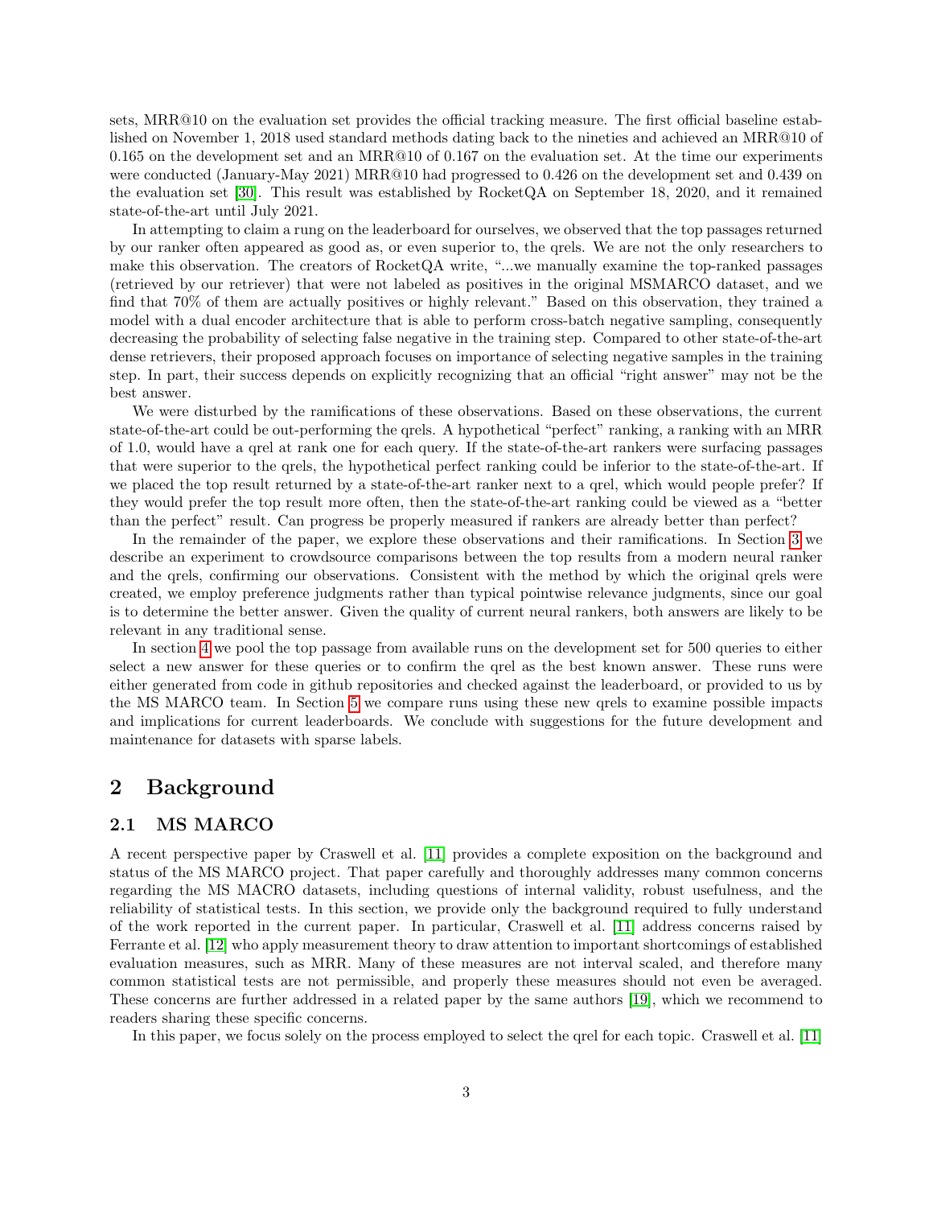sets, MRR@10 on the evaluation set provides the official tracking measure. The first official baseline established on November 1, 2018 used standard methods dating back to the nineties and achieved an MRR@10 of 0.165 on the development set and an MRR@10 of 0.167 on the evaluation set. At the time our experiments were conducted (January-May 2021) MRR@10 had progressed to 0.426 on the development set and 0.439 on the evaluation set [30]. This result was established by RocketQA on September 18, 2020, and it remained state-of-the-art until July 2021.

In attempting to claim a rung on the leaderboard for ourselves, we observed that the top passages returned by our ranker often appeared as good as, or even superior to, the qrels. We are not the only researchers to make this observation. The creators of RocketQA write, "...we manually examine the top-ranked passages (retrieved by our retriever) that were not labeled as positives in the original MSMARCO dataset, and we find that 70% of them are actually positives or highly relevant." Based on this observation, they trained a model with a dual encoder architecture that is able to perform cross-batch negative sampling, consequently decreasing the probability of selecting false negative in the training step. Compared to other state-of-the-art dense retrievers, their proposed approach focuses on importance of selecting negative samples in the training step. In part, their success depends on explicitly recognizing that an official "right answer" may not be the best answer.

We were disturbed by the ramifications of these observations. Based on these observations, the current state-of-the-art could be out-performing the qrels. A hypothetical "perfect" ranking, a ranking with an MRR of 1.0, would have a qrel at rank one for each query. If the state-of-the-art rankers were surfacing passages that were superior to the qrels, the hypothetical perfect ranking could be inferior to the state-of-the-art. If we placed the top result returned by a state-of-the-art ranker next to a qrel, which would people prefer? If they would prefer the top result more often, then the state-of-the-art ranking could be viewed as a "better than the perfect" result. Can progress be properly measured if rankers are already better than perfect?

In the remainder of the paper, we explore these observations and their ramifications. In Section 3 we describe an experiment to crowdsource comparisons between the top results from a modern neural ranker and the qrels, confirming our observations. Consistent with the method by which the original qrels were created, we employ preference judgments rather than typical pointwise relevance judgments, since our goal is to determine the better answer. Given the quality of current neural rankers, both answers are likely to be relevant in any traditional sense.

In section 4 we pool the top passage from available runs on the development set for 500 queries to either select a new answer for these queries or to confirm the qrel as the best known answer. These runs were either generated from code in github repositories and checked against the leaderboard, or provided to us by the MS MARCO team. In Section 5 we compare runs using these new qrels to examine possible impacts and implications for current leaderboards. We conclude with suggestions for the future development and maintenance for datasets with sparse labels.

## 2 Background

### 2.1 MS MARCO

A recent perspective paper by Craswell et al. [11] provides a complete exposition on the background and status of the MS MARCO project. That paper carefully and thoroughly addresses many common concerns regarding the MS MACRO datasets, including questions of internal validity, robust usefulness, and the reliability of statistical tests. In this section, we provide only the background required to fully understand of the work reported in the current paper. In particular, Craswell et al. [11] address concerns raised by Ferrante et al. [12] who apply measurement theory to draw attention to important shortcomings of established evaluation measures, such as MRR. Many of these measures are not interval scaled, and therefore many common statistical tests are not permissible, and properly these measures should not even be averaged. These concerns are further addressed in a related paper by the same authors [19], which we recommend to readers sharing these specific concerns.

In this paper, we focus solely on the process employed to select the qrel for each topic. Craswell et al. [11]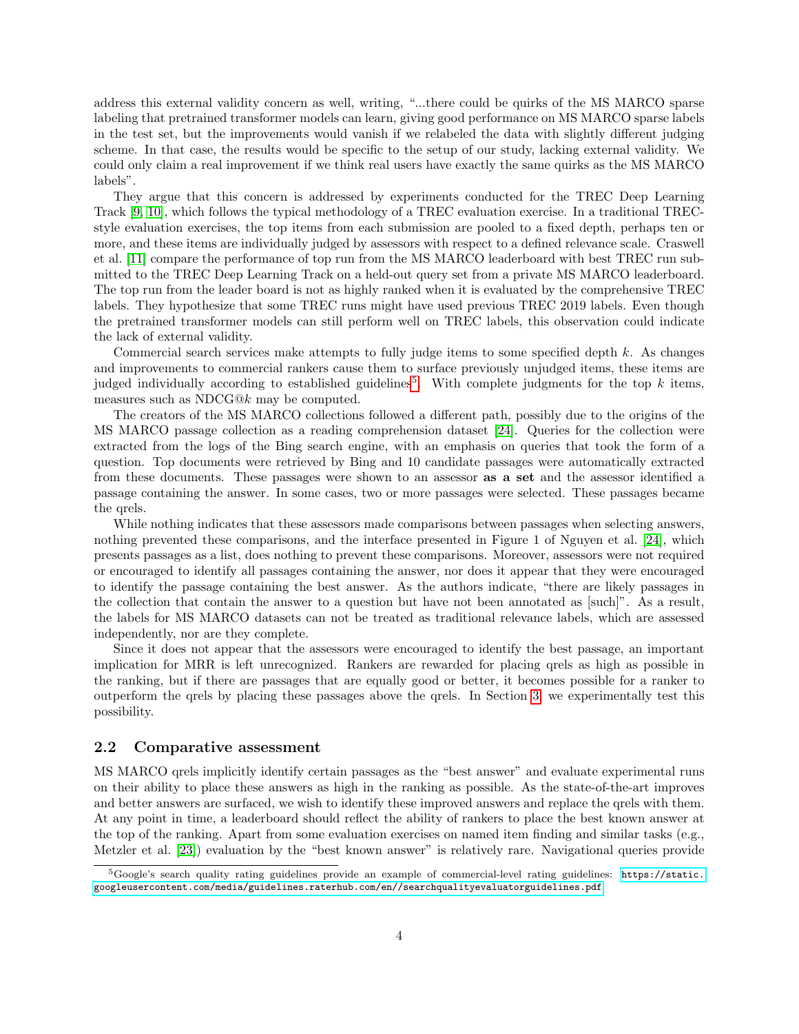address this external validity concern as well, writing, "...there could be quirks of the MS MARCO sparse labeling that pretrained transformer models can learn, giving good performance on MS MARCO sparse labels in the test set, but the improvements would vanish if we relabeled the data with slightly different judging scheme. In that case, the results would be specific to the setup of our study, lacking external validity. We could only claim a real improvement if we think real users have exactly the same quirks as the MS MARCO labels".

They argue that this concern is addressed by experiments conducted for the TREC Deep Learning Track [9, 10], which follows the typical methodology of a TREC evaluation exercise. In a traditional TREC-style evaluation exercises, the top items from each submission are pooled to a fixed depth, perhaps ten or more, and these items are individually judged by assessors with respect to a defined relevance scale. Craswell et al. [11] compare the performance of top run from the MS MARCO leaderboard with best TREC run submitted to the TREC Deep Learning Track on a held-out query set from a private MS MARCO leaderboard. The top run from the leader board is not as highly ranked when it is evaluated by the comprehensive TREC labels. They hypothesize that some TREC runs might have used previous TREC 2019 labels. Even though the pretrained transformer models can still perform well on TREC labels, this observation could indicate the lack of external validity.

Commercial search services make attempts to fully judge items to some specified depth $k$. As changes and improvements to commercial rankers cause them to surface previously unjudged items, these items are judged individually according to established guidelines[5]. With complete judgments for the top $k$ items, measures such as NDCG@$k$ may be computed.

The creators of the MS MARCO collections followed a different path, possibly due to the origins of the MS MARCO passage collection as a reading comprehension dataset [24]. Queries for the collection were extracted from the logs of the Bing search engine, with an emphasis on queries that took the form of a question. Top documents were retrieved by Bing and 10 candidate passages were automatically extracted from these documents. These passages were shown to an assessor **as a set** and the assessor identified a passage containing the answer. In some cases, two or more passages were selected. These passages became the qrels.

While nothing indicates that these assessors made comparisons between passages when selecting answers, nothing prevented these comparisons, and the interface presented in Figure 1 of Nguyen et al. [24], which presents passages as a list, does nothing to prevent these comparisons. Moreover, assessors were not required or encouraged to identify all passages containing the answer, nor does it appear that they were encouraged to identify the passage containing the best answer. As the authors indicate, "there are likely passages in the collection that contain the answer to a question but have not been annotated as [such]". As a result, the labels for MS MARCO datasets can not be treated as traditional relevance labels, which are assessed independently, nor are they complete.

Since it does not appear that the assessors were encouraged to identify the best passage, an important implication for MRR is left unrecognized. Rankers are rewarded for placing qrels as high as possible in the ranking, but if there are passages that are equally good or better, it becomes possible for a ranker to outperform the qrels by placing these passages above the qrels. In Section 3, we experimentally test this possibility.

### 2.2 Comparative assessment

MS MARCO qrels implicitly identify certain passages as the "best answer" and evaluate experimental runs on their ability to place these answers as high in the ranking as possible. As the state-of-the-art improves and better answers are surfaced, we wish to identify these improved answers and replace the qrels with them. At any point in time, a leaderboard should reflect the ability of rankers to place the best known answer at the top of the ranking. Apart from some evaluation exercises on named item finding and similar tasks (e.g., Metzler et al. [23]) evaluation by the "best known answer" is relatively rare. Navigational queries provide

[5] Google's search quality rating guidelines provide an example of commercial-level rating guidelines: https://static.googleusercontent.com/media/guidelines.raterhub.com/en//searchqualityevaluatorguidelines.pdf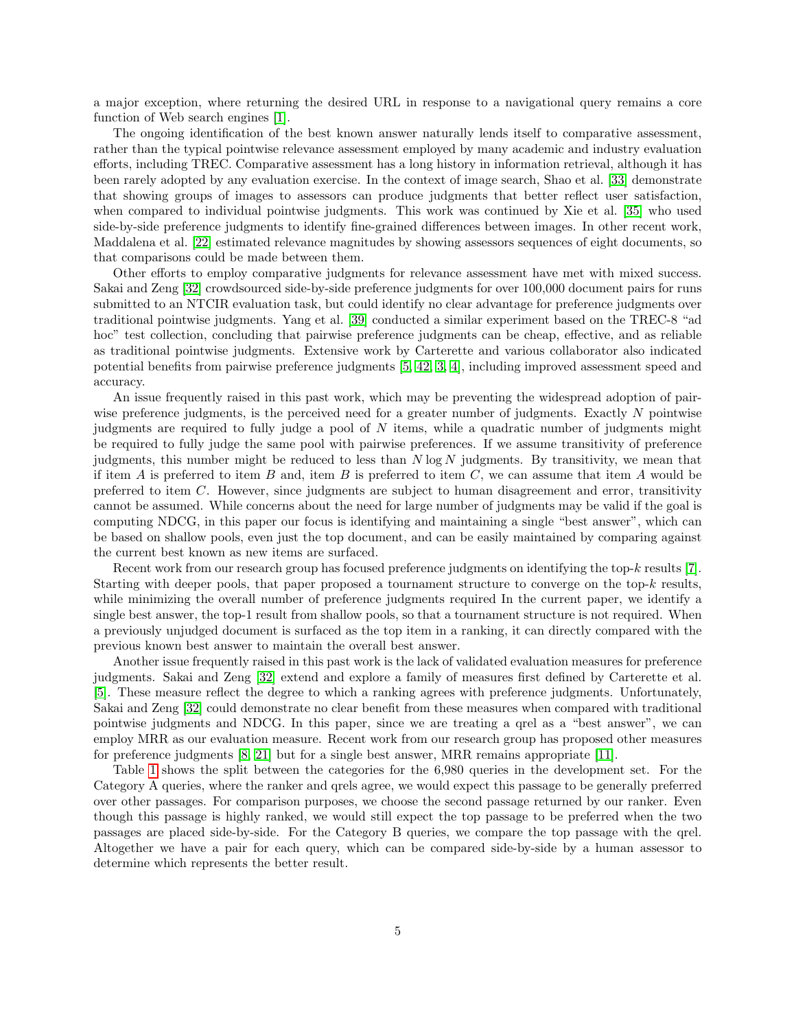a major exception, where returning the desired URL in response to a navigational query remains a core function of Web search engines [1].

The ongoing identification of the best known answer naturally lends itself to comparative assessment, rather than the typical pointwise relevance assessment employed by many academic and industry evaluation efforts, including TREC. Comparative assessment has a long history in information retrieval, although it has been rarely adopted by any evaluation exercise. In the context of image search, Shao et al. [33] demonstrate that showing groups of images to assessors can produce judgments that better reflect user satisfaction, when compared to individual pointwise judgments. This work was continued by Xie et al. [35] who used side-by-side preference judgments to identify fine-grained differences between images. In other recent work, Maddalena et al. [22] estimated relevance magnitudes by showing assessors sequences of eight documents, so that comparisons could be made between them.

Other efforts to employ comparative judgments for relevance assessment have met with mixed success. Sakai and Zeng [32] crowdsourced side-by-side preference judgments for over 100,000 document pairs for runs submitted to an NTCIR evaluation task, but could identify no clear advantage for preference judgments over traditional pointwise judgments. Yang et al. [39] conducted a similar experiment based on the TREC-8 "ad hoc" test collection, concluding that pairwise preference judgments can be cheap, effective, and as reliable as traditional pointwise judgments. Extensive work by Carterette and various collaborator also indicated potential benefits from pairwise preference judgments [5, 42, 3, 4], including improved assessment speed and accuracy.

An issue frequently raised in this past work, which may be preventing the widespread adoption of pairwise preference judgments, is the perceived need for a greater number of judgments. Exactly $N$ pointwise judgments are required to fully judge a pool of $N$ items, while a quadratic number of judgments might be required to fully judge the same pool with pairwise preferences. If we assume transitivity of preference judgments, this number might be reduced to less than $N \log N$ judgments. By transitivity, we mean that if item $A$ is preferred to item $B$ and, item $B$ is preferred to item $C$, we can assume that item $A$ would be preferred to item $C$. However, since judgments are subject to human disagreement and error, transitivity cannot be assumed. While concerns about the need for large number of judgments may be valid if the goal is computing NDCG, in this paper our focus is identifying and maintaining a single "best answer", which can be based on shallow pools, even just the top document, and can be easily maintained by comparing against the current best known as new items are surfaced.

Recent work from our research group has focused preference judgments on identifying the top-$k$ results [7]. Starting with deeper pools, that paper proposed a tournament structure to converge on the top-$k$ results, while minimizing the overall number of preference judgments required In the current paper, we identify a single best answer, the top-1 result from shallow pools, so that a tournament structure is not required. When a previously unjudged document is surfaced as the top item in a ranking, it can directly compared with the previous known best answer to maintain the overall best answer.

Another issue frequently raised in this past work is the lack of validated evaluation measures for preference judgments. Sakai and Zeng [32] extend and explore a family of measures first defined by Carterette et al. [5]. These measure reflect the degree to which a ranking agrees with preference judgments. Unfortunately, Sakai and Zeng [32] could demonstrate no clear benefit from these measures when compared with traditional pointwise judgments and NDCG. In this paper, since we are treating a qrel as a "best answer", we can employ MRR as our evaluation measure. Recent work from our research group has proposed other measures for preference judgments [8, 21] but for a single best answer, MRR remains appropriate [11].

Table 1 shows the split between the categories for the 6,980 queries in the development set. For the Category A queries, where the ranker and qrels agree, we would expect this passage to be generally preferred over other passages. For comparison purposes, we choose the second passage returned by our ranker. Even though this passage is highly ranked, we would still expect the top passage to be preferred when the two passages are placed side-by-side. For the Category B queries, we compare the top passage with the qrel. Altogether we have a pair for each query, which can be compared side-by-side by a human assessor to determine which represents the better result.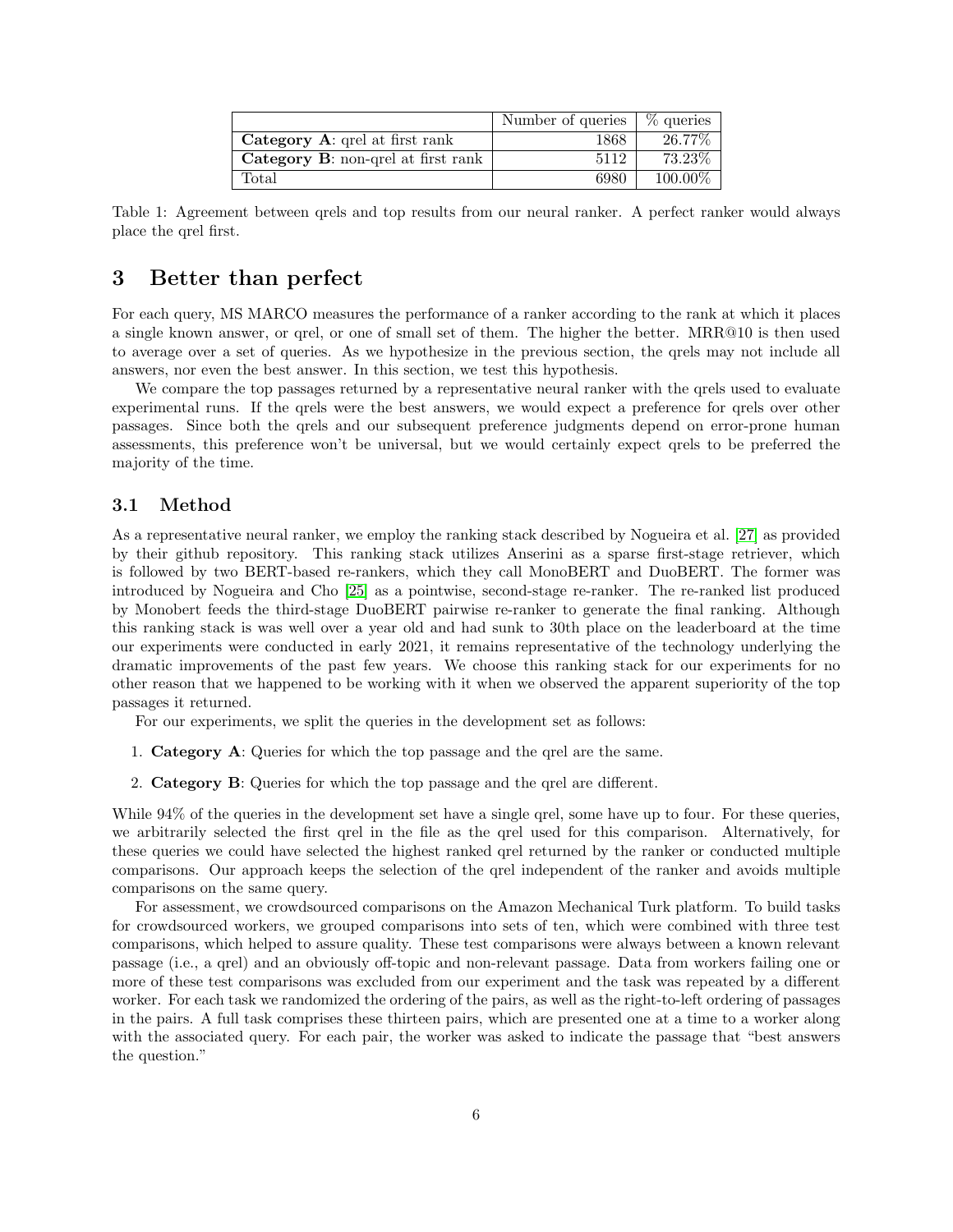| | Number of queries | % queries |
|---|---|---|
| **Category A**: qrel at first rank | 1868 | 26.77% |
| **Category B**: non-qrel at first rank | 5112 | 73.23% |
| Total | 6980 | 100.00% |

Table 1: Agreement between qrels and top results from our neural ranker. A perfect ranker would always place the qrel first.

# 3 Better than perfect

For each query, MS MARCO measures the performance of a ranker according to the rank at which it places a single known answer, or qrel, or one of small set of them. The higher the better. MRR@10 is then used to average over a set of queries. As we hypothesize in the previous section, the qrels may not include all answers, nor even the best answer. In this section, we test this hypothesis.

We compare the top passages returned by a representative neural ranker with the qrels used to evaluate experimental runs. If the qrels were the best answers, we would expect a preference for qrels over other passages. Since both the qrels and our subsequent preference judgments depend on error-prone human assessments, this preference won't be universal, but we would certainly expect qrels to be preferred the majority of the time.

## 3.1 Method

As a representative neural ranker, we employ the ranking stack described by Nogueira et al. [27] as provided by their github repository. This ranking stack utilizes Anserini as a sparse first-stage retriever, which is followed by two BERT-based re-rankers, which they call MonoBERT and DuoBERT. The former was introduced by Nogueira and Cho [25] as a pointwise, second-stage re-ranker. The re-ranked list produced by Monobert feeds the third-stage DuoBERT pairwise re-ranker to generate the final ranking. Although this ranking stack is was well over a year old and had sunk to 30th place on the leaderboard at the time our experiments were conducted in early 2021, it remains representative of the technology underlying the dramatic improvements of the past few years. We choose this ranking stack for our experiments for no other reason that we happened to be working with it when we observed the apparent superiority of the top passages it returned.

For our experiments, we split the queries in the development set as follows:

1. **Category A**: Queries for which the top passage and the qrel are the same.
2. **Category B**: Queries for which the top passage and the qrel are different.

While 94% of the queries in the development set have a single qrel, some have up to four. For these queries, we arbitrarily selected the first qrel in the file as the qrel used for this comparison. Alternatively, for these queries we could have selected the highest ranked qrel returned by the ranker or conducted multiple comparisons. Our approach keeps the selection of the qrel independent of the ranker and avoids multiple comparisons on the same query.

For assessment, we crowdsourced comparisons on the Amazon Mechanical Turk platform. To build tasks for crowdsourced workers, we grouped comparisons into sets of ten, which were combined with three test comparisons, which helped to assure quality. These test comparisons were always between a known relevant passage (i.e., a qrel) and an obviously off-topic and non-relevant passage. Data from workers failing one or more of these test comparisons was excluded from our experiment and the task was repeated by a different worker. For each task we randomized the ordering of the pairs, as well as the right-to-left ordering of passages in the pairs. A full task comprises these thirteen pairs, which are presented one at a time to a worker along with the associated query. For each pair, the worker was asked to indicate the passage that "best answers the question."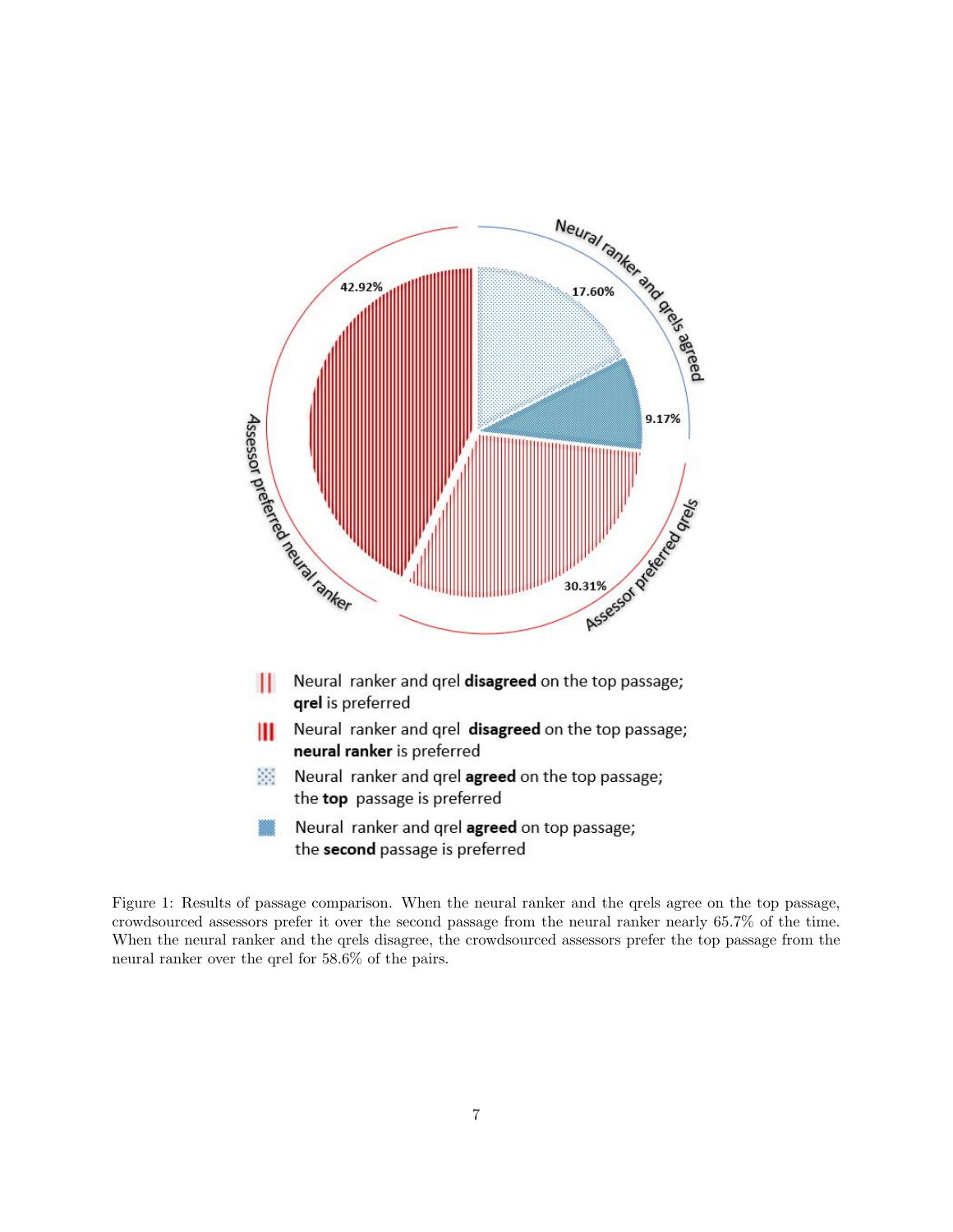Figure 1: Results of passage comparison. When the neural ranker and the qrels agree on the top passage, crowdsourced assessors prefer it over the second passage from the neural ranker nearly 65.7% of the time. When the neural ranker and the qrels disagree, the crowdsourced assessors prefer the top passage from the neural ranker over the qrel for 58.6% of the pairs.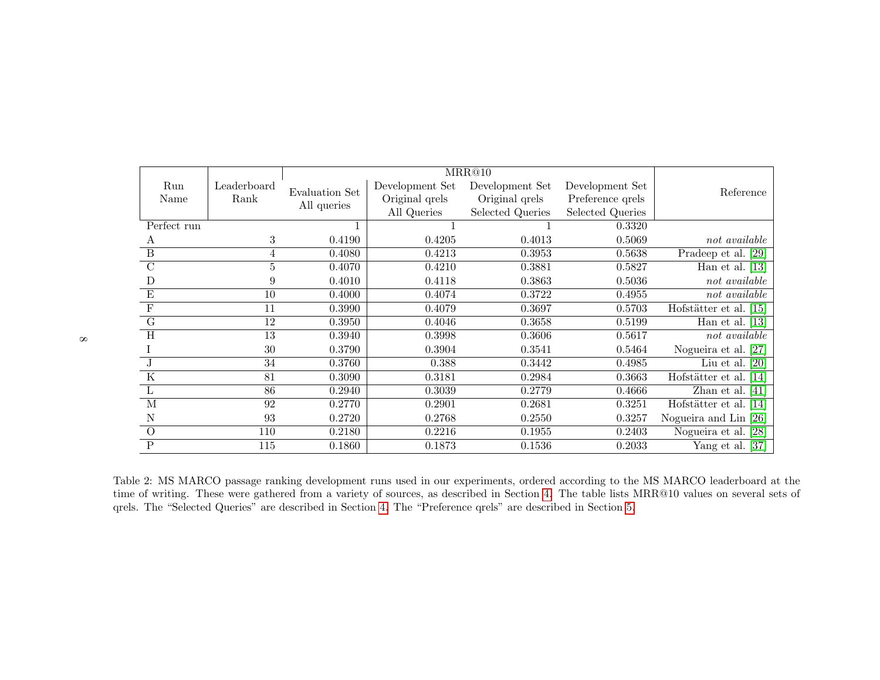| Run Name | Leaderboard Rank | MRR@10 | | | | Reference |
|---|---|---|---|---|---|---|
| | | Evaluation Set All queries | Development Set Original qrels All Queries | Development Set Original qrels Selected Queries | Development Set Preference qrels Selected Queries | |
| Perfect run | | 1 | 1 | 1 | 0.3320 | |
| A | 3 | 0.4190 | 0.4205 | 0.4013 | 0.5069 | *not available* |
| B | 4 | 0.4080 | 0.4213 | 0.3953 | 0.5638 | Pradeep et al. [29] |
| C | 5 | 0.4070 | 0.4210 | 0.3881 | 0.5827 | Han et al. [13] |
| D | 9 | 0.4010 | 0.4118 | 0.3863 | 0.5036 | *not available* |
| E | 10 | 0.4000 | 0.4074 | 0.3722 | 0.4955 | *not available* |
| F | 11 | 0.3990 | 0.4079 | 0.3697 | 0.5703 | Hofstätter et al. [15] |
| G | 12 | 0.3950 | 0.4046 | 0.3658 | 0.5199 | Han et al. [13] |
| H | 13 | 0.3940 | 0.3998 | 0.3606 | 0.5617 | *not available* |
| I | 30 | 0.3790 | 0.3904 | 0.3541 | 0.5464 | Nogueira et al. [27] |
| J | 34 | 0.3760 | 0.388 | 0.3442 | 0.4985 | Liu et al. [20] |
| K | 81 | 0.3090 | 0.3181 | 0.2984 | 0.3663 | Hofstätter et al. [14] |
| L | 86 | 0.2940 | 0.3039 | 0.2779 | 0.4666 | Zhan et al. [41] |
| M | 92 | 0.2770 | 0.2901 | 0.2681 | 0.3251 | Hofstätter et al. [14] |
| N | 93 | 0.2720 | 0.2768 | 0.2550 | 0.3257 | Nogueira and Lin [26] |
| O | 110 | 0.2180 | 0.2216 | 0.1955 | 0.2403 | Nogueira et al. [28] |
| P | 115 | 0.1860 | 0.1873 | 0.1536 | 0.2033 | Yang et al. [37] |

Table 2: MS MARCO passage ranking development runs used in our experiments, ordered according to the MS MARCO leaderboard at the time of writing. These were gathered from a variety of sources, as described in Section 4. The table lists MRR@10 values on several sets of qrels. The "Selected Queries" are described in Section 4. The "Preference qrels" are described in Section 5.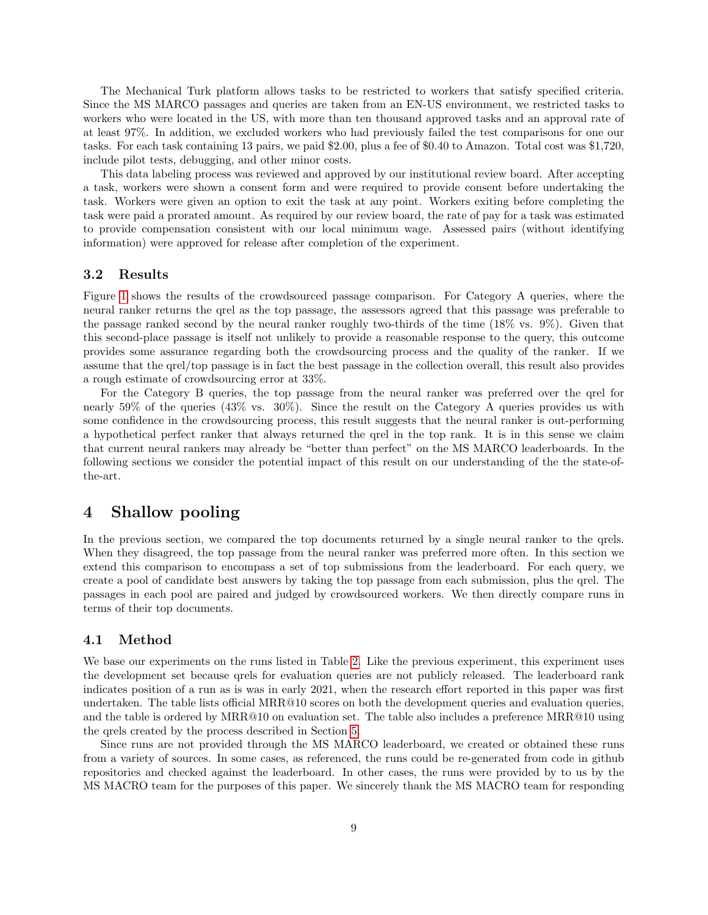The Mechanical Turk platform allows tasks to be restricted to workers that satisfy specified criteria. Since the MS MARCO passages and queries are taken from an EN-US environment, we restricted tasks to workers who were located in the US, with more than ten thousand approved tasks and an approval rate of at least 97%. In addition, we excluded workers who had previously failed the test comparisons for one our tasks. For each task containing 13 pairs, we paid $2.00, plus a fee of $0.40 to Amazon. Total cost was $1,720, include pilot tests, debugging, and other minor costs.

This data labeling process was reviewed and approved by our institutional review board. After accepting a task, workers were shown a consent form and were required to provide consent before undertaking the task. Workers were given an option to exit the task at any point. Workers exiting before completing the task were paid a prorated amount. As required by our review board, the rate of pay for a task was estimated to provide compensation consistent with our local minimum wage. Assessed pairs (without identifying information) were approved for release after completion of the experiment.

### 3.2 Results

Figure 1 shows the results of the crowdsourced passage comparison. For Category A queries, where the neural ranker returns the qrel as the top passage, the assessors agreed that this passage was preferable to the passage ranked second by the neural ranker roughly two-thirds of the time (18% vs. 9%). Given that this second-place passage is itself not unlikely to provide a reasonable response to the query, this outcome provides some assurance regarding both the crowdsourcing process and the quality of the ranker. If we assume that the qrel/top passage is in fact the best passage in the collection overall, this result also provides a rough estimate of crowdsourcing error at 33%.

For the Category B queries, the top passage from the neural ranker was preferred over the qrel for nearly 59% of the queries (43% vs. 30%). Since the result on the Category A queries provides us with some confidence in the crowdsourcing process, this result suggests that the neural ranker is out-performing a hypothetical perfect ranker that always returned the qrel in the top rank. It is in this sense we claim that current neural rankers may already be "better than perfect" on the MS MARCO leaderboards. In the following sections we consider the potential impact of this result on our understanding of the the state-of-the-art.

## 4 Shallow pooling

In the previous section, we compared the top documents returned by a single neural ranker to the qrels. When they disagreed, the top passage from the neural ranker was preferred more often. In this section we extend this comparison to encompass a set of top submissions from the leaderboard. For each query, we create a pool of candidate best answers by taking the top passage from each submission, plus the qrel. The passages in each pool are paired and judged by crowdsourced workers. We then directly compare runs in terms of their top documents.

### 4.1 Method

We base our experiments on the runs listed in Table 2. Like the previous experiment, this experiment uses the development set because qrels for evaluation queries are not publicly released. The leaderboard rank indicates position of a run as is was in early 2021, when the research effort reported in this paper was first undertaken. The table lists official MRR@10 scores on both the development queries and evaluation queries, and the table is ordered by MRR@10 on evaluation set. The table also includes a preference MRR@10 using the qrels created by the process described in Section 5.

Since runs are not provided through the MS MARCO leaderboard, we created or obtained these runs from a variety of sources. In some cases, as referenced, the runs could be re-generated from code in github repositories and checked against the leaderboard. In other cases, the runs were provided by to us by the MS MACRO team for the purposes of this paper. We sincerely thank the MS MACRO team for responding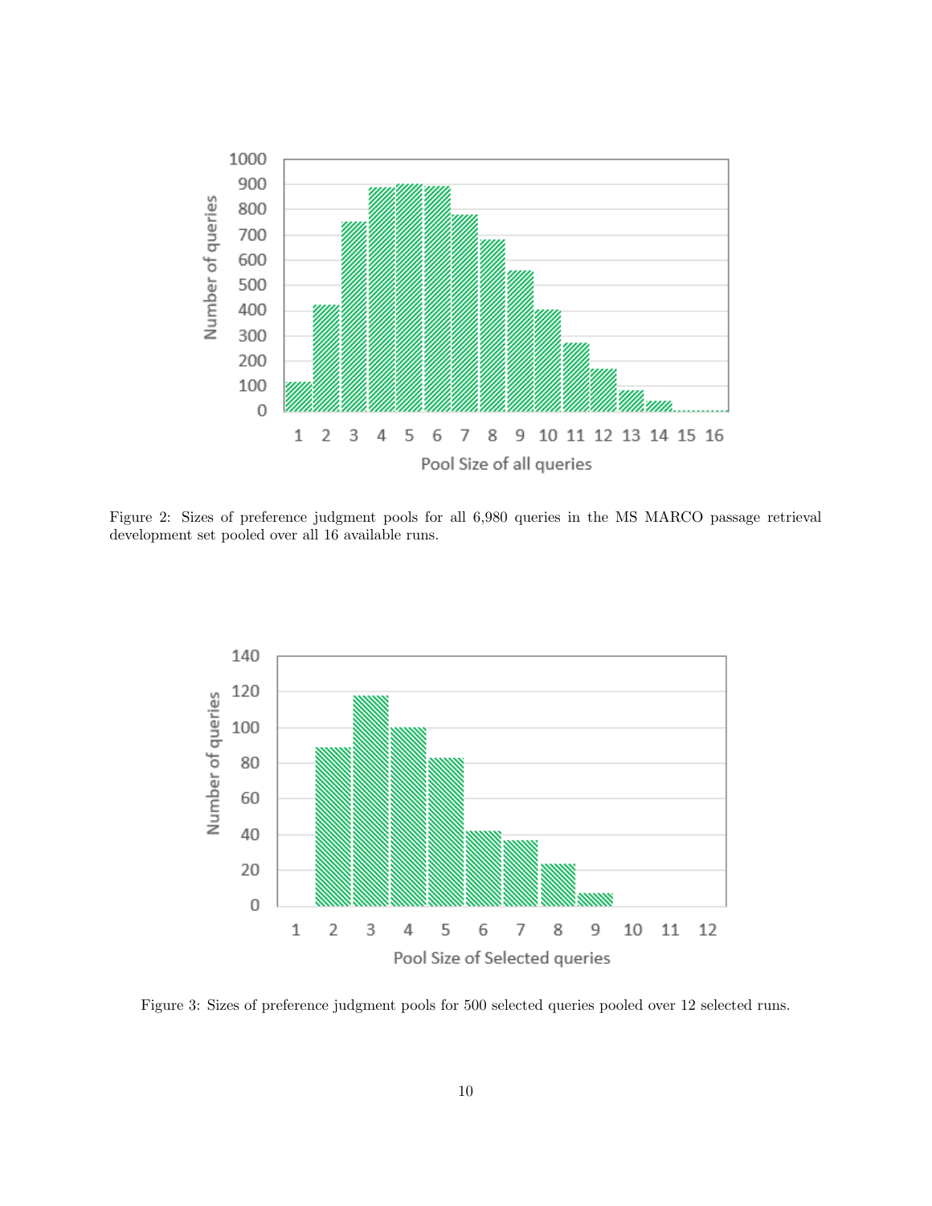Figure 2: Sizes of preference judgment pools for all 6,980 queries in the MS MARCO passage retrieval development set pooled over all 16 available runs.

Figure 3: Sizes of preference judgment pools for 500 selected queries pooled over 12 selected runs.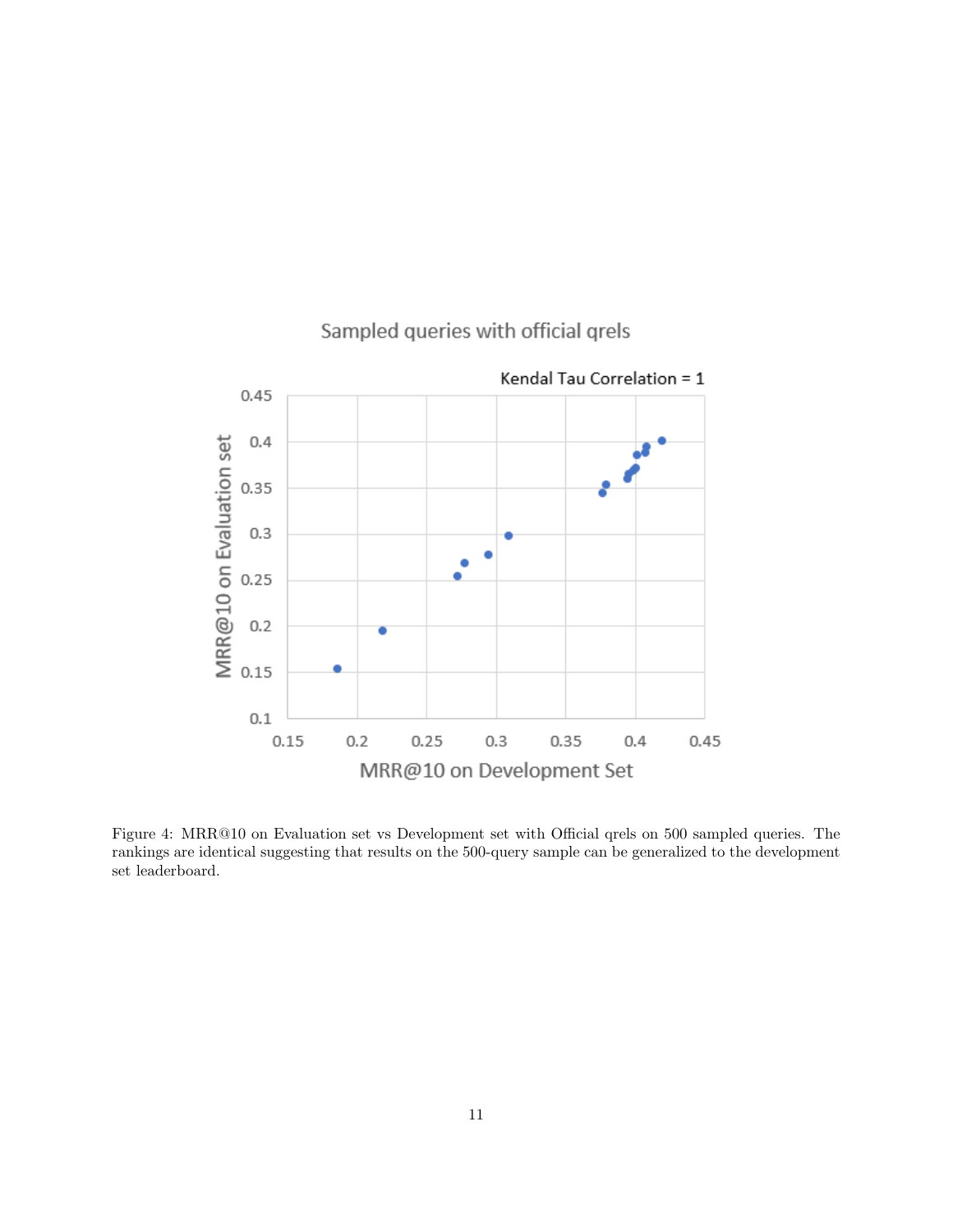Figure 4: MRR@10 on Evaluation set vs Development set with Official qrels on 500 sampled queries. The rankings are identical suggesting that results on the 500-query sample can be generalized to the development set leaderboard.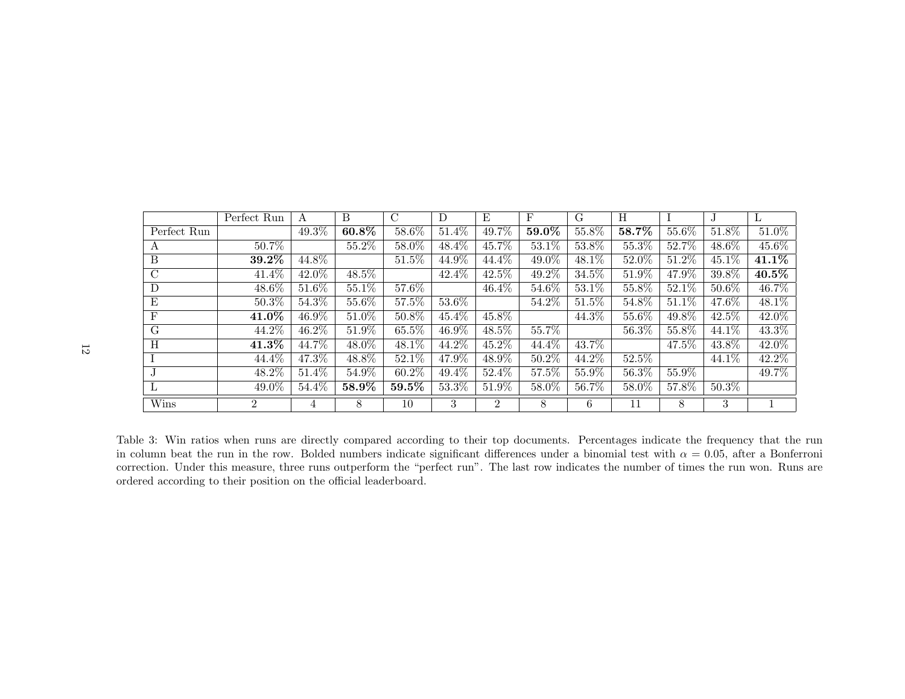| | Perfect Run | A | B | C | D | E | F | G | H | I | J | L |
|---|---|---|---|---|---|---|---|---|---|---|---|---|
| Perfect Run | | 49.3% | **60.8%** | 58.6% | 51.4% | 49.7% | **59.0%** | 55.8% | **58.7%** | 55.6% | 51.8% | 51.0% |
| A | 50.7% | | 55.2% | 58.0% | 48.4% | 45.7% | 53.1% | 53.8% | 55.3% | 52.7% | 48.6% | 45.6% |
| B | **39.2%** | 44.8% | | 51.5% | 44.9% | 44.4% | 49.0% | 48.1% | 52.0% | 51.2% | 45.1% | **41.1%** |
| C | 41.4% | 42.0% | 48.5% | | 42.4% | 42.5% | 49.2% | 34.5% | 51.9% | 47.9% | 39.8% | **40.5%** |
| D | 48.6% | 51.6% | 55.1% | 57.6% | | 46.4% | 54.6% | 53.1% | 55.8% | 52.1% | 50.6% | 46.7% |
| E | 50.3% | 54.3% | 55.6% | 57.5% | 53.6% | | 54.2% | 51.5% | 54.8% | 51.1% | 47.6% | 48.1% |
| F | **41.0%** | 46.9% | 51.0% | 50.8% | 45.4% | 45.8% | | 44.3% | 55.6% | 49.8% | 42.5% | 42.0% |
| G | 44.2% | 46.2% | 51.9% | 65.5% | 46.9% | 48.5% | 55.7% | | 56.3% | 55.8% | 44.1% | 43.3% |
| H | **41.3%** | 44.7% | 48.0% | 48.1% | 44.2% | 45.2% | 44.4% | 43.7% | | 47.5% | 43.8% | 42.0% |
| I | 44.4% | 47.3% | 48.8% | 52.1% | 47.9% | 48.9% | 50.2% | 44.2% | 52.5% | | 44.1% | 42.2% |
| J | 48.2% | 51.4% | 54.9% | 60.2% | 49.4% | 52.4% | 57.5% | 55.9% | 56.3% | 55.9% | | 49.7% |
| L | 49.0% | 54.4% | **58.9%** | **59.5%** | 53.3% | 51.9% | 58.0% | 56.7% | 58.0% | 57.8% | 50.3% | |
| Wins | 2 | 4 | 8 | 10 | 3 | 2 | 8 | 6 | 11 | 8 | 3 | 1 |

Table 3: Win ratios when runs are directly compared according to their top documents. Percentages indicate the frequency that the run in column beat the run in the row. Bolded numbers indicate significant differences under a binomial test with $\alpha = 0.05$, after a Bonferroni correction. Under this measure, three runs outperform the "perfect run". The last row indicates the number of times the run won. Runs are ordered according to their position on the official leaderboard.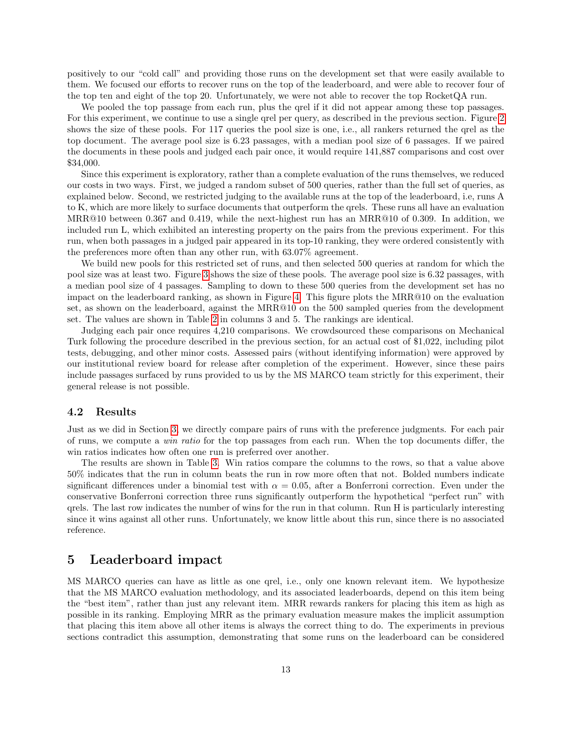positively to our "cold call" and providing those runs on the development set that were easily available to them. We focused our efforts to recover runs on the top of the leaderboard, and were able to recover four of the top ten and eight of the top 20. Unfortunately, we were not able to recover the top RocketQA run.

We pooled the top passage from each run, plus the qrel if it did not appear among these top passages. For this experiment, we continue to use a single qrel per query, as described in the previous section. Figure 2 shows the size of these pools. For 117 queries the pool size is one, i.e., all rankers returned the qrel as the top document. The average pool size is 6.23 passages, with a median pool size of 6 passages. If we paired the documents in these pools and judged each pair once, it would require 141,887 comparisons and cost over $34,000.

Since this experiment is exploratory, rather than a complete evaluation of the runs themselves, we reduced our costs in two ways. First, we judged a random subset of 500 queries, rather than the full set of queries, as explained below. Second, we restricted judging to the available runs at the top of the leaderboard, i.e, runs A to K, which are more likely to surface documents that outperform the qrels. These runs all have an evaluation MRR@10 between 0.367 and 0.419, while the next-highest run has an MRR@10 of 0.309. In addition, we included run L, which exhibited an interesting property on the pairs from the previous experiment. For this run, when both passages in a judged pair appeared in its top-10 ranking, they were ordered consistently with the preferences more often than any other run, with 63.07% agreement.

We build new pools for this restricted set of runs, and then selected 500 queries at random for which the pool size was at least two. Figure 3 shows the size of these pools. The average pool size is 6.32 passages, with a median pool size of 4 passages. Sampling to down to these 500 queries from the development set has no impact on the leaderboard ranking, as shown in Figure 4. This figure plots the MRR@10 on the evaluation set, as shown on the leaderboard, against the MRR@10 on the 500 sampled queries from the development set. The values are shown in Table 2 in columns 3 and 5. The rankings are identical.

Judging each pair once requires 4,210 comparisons. We crowdsourced these comparisons on Mechanical Turk following the procedure described in the previous section, for an actual cost of $1,022, including pilot tests, debugging, and other minor costs. Assessed pairs (without identifying information) were approved by our institutional review board for release after completion of the experiment. However, since these pairs include passages surfaced by runs provided to us by the MS MARCO team strictly for this experiment, their general release is not possible.

### 4.2 Results

Just as we did in Section 3, we directly compare pairs of runs with the preference judgments. For each pair of runs, we compute a *win ratio* for the top passages from each run. When the top documents differ, the win ratios indicates how often one run is preferred over another.

The results are shown in Table 3. Win ratios compare the columns to the rows, so that a value above 50% indicates that the run in column beats the run in row more often that not. Bolded numbers indicate significant differences under a binomial test with $\alpha = 0.05$, after a Bonferroni correction. Even under the conservative Bonferroni correction three runs significantly outperform the hypothetical "perfect run" with qrels. The last row indicates the number of wins for the run in that column. Run H is particularly interesting since it wins against all other runs. Unfortunately, we know little about this run, since there is no associated reference.

## 5 Leaderboard impact

MS MARCO queries can have as little as one qrel, i.e., only one known relevant item. We hypothesize that the MS MARCO evaluation methodology, and its associated leaderboards, depend on this item being the "best item", rather than just any relevant item. MRR rewards rankers for placing this item as high as possible in its ranking. Employing MRR as the primary evaluation measure makes the implicit assumption that placing this item above all other items is always the correct thing to do. The experiments in previous sections contradict this assumption, demonstrating that some runs on the leaderboard can be considered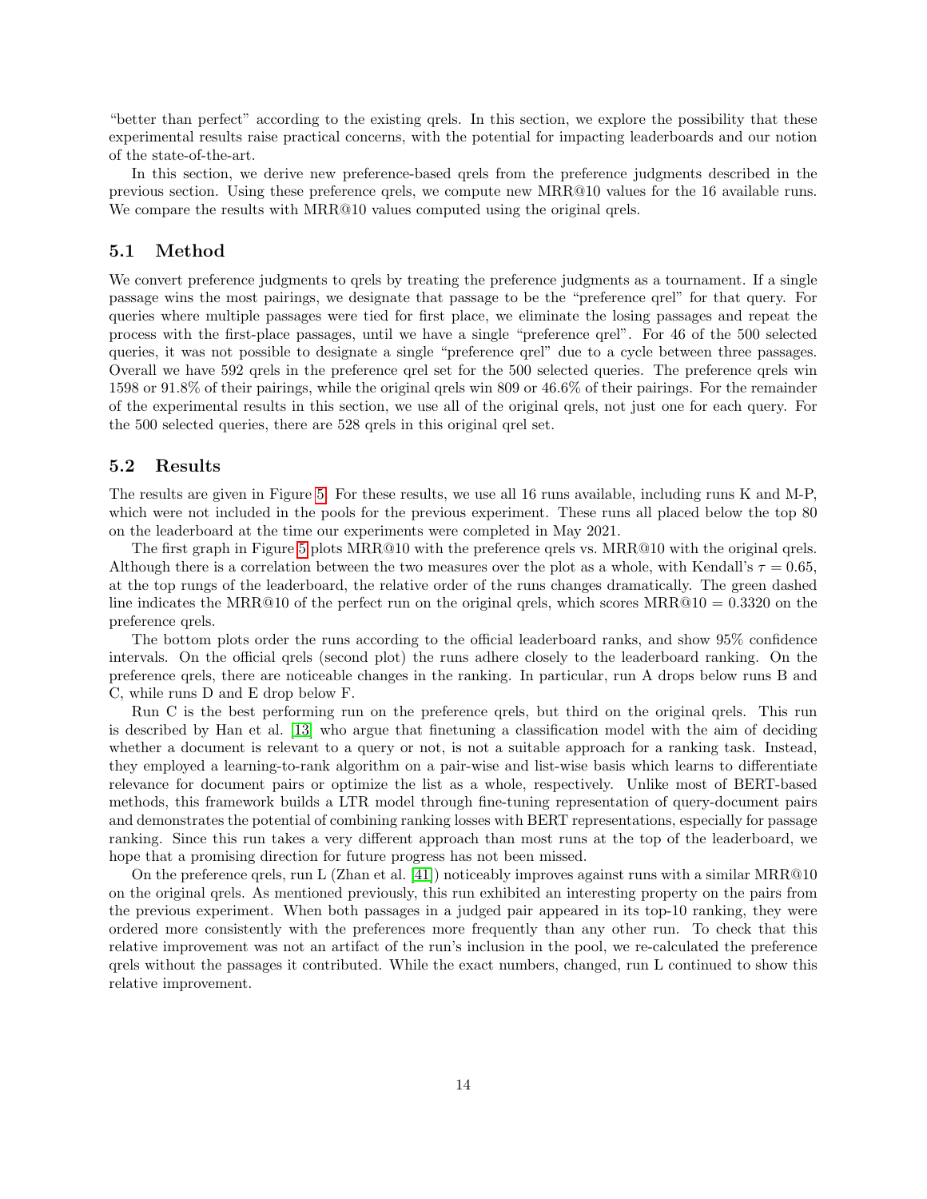"better than perfect" according to the existing qrels. In this section, we explore the possibility that these experimental results raise practical concerns, with the potential for impacting leaderboards and our notion of the state-of-the-art.

In this section, we derive new preference-based qrels from the preference judgments described in the previous section. Using these preference qrels, we compute new MRR@10 values for the 16 available runs. We compare the results with MRR@10 values computed using the original qrels.

## 5.1 Method

We convert preference judgments to qrels by treating the preference judgments as a tournament. If a single passage wins the most pairings, we designate that passage to be the "preference qrel" for that query. For queries where multiple passages were tied for first place, we eliminate the losing passages and repeat the process with the first-place passages, until we have a single "preference qrel". For 46 of the 500 selected queries, it was not possible to designate a single "preference qrel" due to a cycle between three passages. Overall we have 592 qrels in the preference qrel set for the 500 selected queries. The preference qrels win 1598 or 91.8% of their pairings, while the original qrels win 809 or 46.6% of their pairings. For the remainder of the experimental results in this section, we use all of the original qrels, not just one for each query. For the 500 selected queries, there are 528 qrels in this original qrel set.

## 5.2 Results

The results are given in Figure 5. For these results, we use all 16 runs available, including runs K and M-P, which were not included in the pools for the previous experiment. These runs all placed below the top 80 on the leaderboard at the time our experiments were completed in May 2021.

The first graph in Figure 5 plots MRR@10 with the preference qrels vs. MRR@10 with the original qrels. Although there is a correlation between the two measures over the plot as a whole, with Kendall's $\tau = 0.65$, at the top rungs of the leaderboard, the relative order of the runs changes dramatically. The green dashed line indicates the MRR@10 of the perfect run on the original qrels, which scores MRR@10 = 0.3320 on the preference qrels.

The bottom plots order the runs according to the official leaderboard ranks, and show 95% confidence intervals. On the official qrels (second plot) the runs adhere closely to the leaderboard ranking. On the preference qrels, there are noticeable changes in the ranking. In particular, run A drops below runs B and C, while runs D and E drop below F.

Run C is the best performing run on the preference qrels, but third on the original qrels. This run is described by Han et al. [13] who argue that finetuning a classification model with the aim of deciding whether a document is relevant to a query or not, is not a suitable approach for a ranking task. Instead, they employed a learning-to-rank algorithm on a pair-wise and list-wise basis which learns to differentiate relevance for document pairs or optimize the list as a whole, respectively. Unlike most of BERT-based methods, this framework builds a LTR model through fine-tuning representation of query-document pairs and demonstrates the potential of combining ranking losses with BERT representations, especially for passage ranking. Since this run takes a very different approach than most runs at the top of the leaderboard, we hope that a promising direction for future progress has not been missed.

On the preference qrels, run L (Zhan et al. [41]) noticeably improves against runs with a similar MRR@10 on the original qrels. As mentioned previously, this run exhibited an interesting property on the pairs from the previous experiment. When both passages in a judged pair appeared in its top-10 ranking, they were ordered more consistently with the preferences more frequently than any other run. To check that this relative improvement was not an artifact of the run's inclusion in the pool, we re-calculated the preference qrels without the passages it contributed. While the exact numbers, changed, run L continued to show this relative improvement.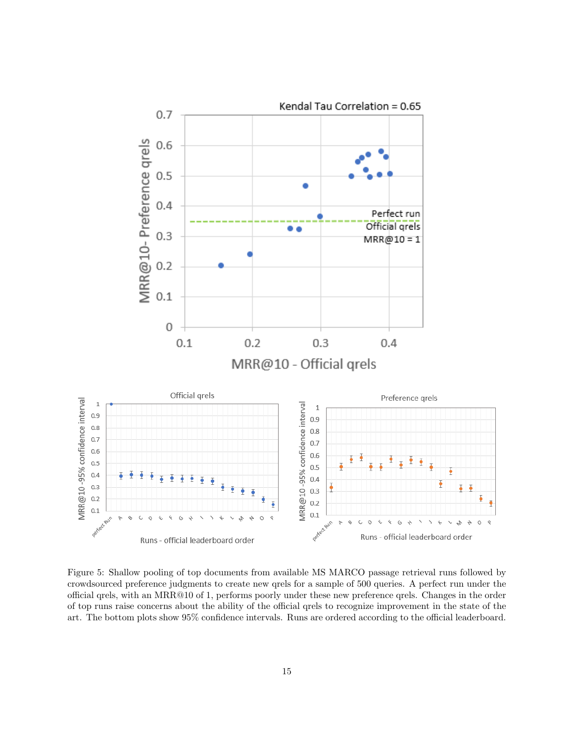Figure 5: Shallow pooling of top documents from available MS MARCO passage retrieval runs followed by crowdsourced preference judgments to create new qrels for a sample of 500 queries. A perfect run under the official qrels, with an MRR@10 of 1, performs poorly under these new preference qrels. Changes in the order of top runs raise concerns about the ability of the official qrels to recognize improvement in the state of the art. The bottom plots show 95% confidence intervals. Runs are ordered according to the official leaderboard.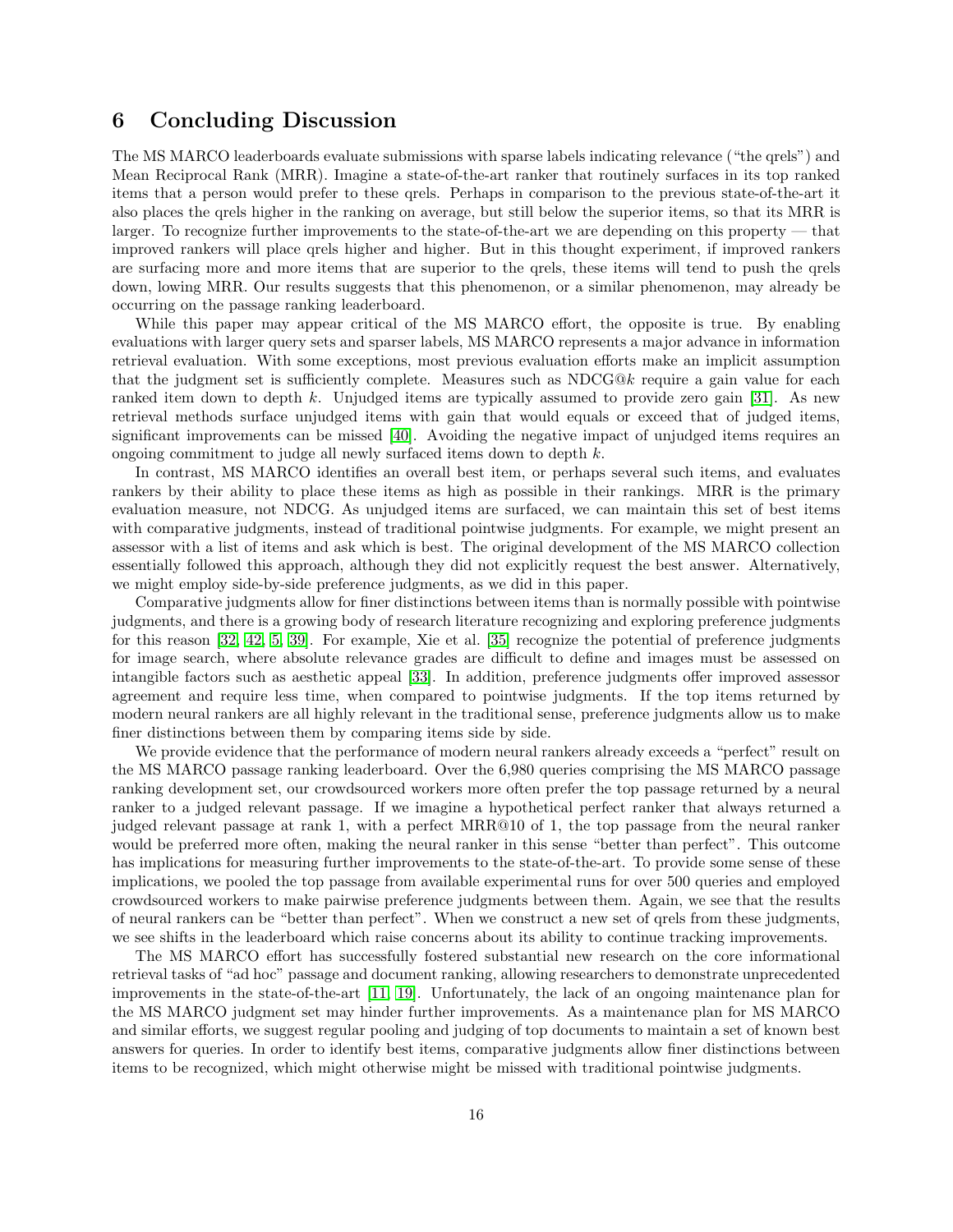## 6 Concluding Discussion

The MS MARCO leaderboards evaluate submissions with sparse labels indicating relevance ("the qrels") and Mean Reciprocal Rank (MRR). Imagine a state-of-the-art ranker that routinely surfaces in its top ranked items that a person would prefer to these qrels. Perhaps in comparison to the previous state-of-the-art it also places the qrels higher in the ranking on average, but still below the superior items, so that its MRR is larger. To recognize further improvements to the state-of-the-art we are depending on this property — that improved rankers will place qrels higher and higher. But in this thought experiment, if improved rankers are surfacing more and more items that are superior to the qrels, these items will tend to push the qrels down, lowing MRR. Our results suggests that this phenomenon, or a similar phenomenon, may already be occurring on the passage ranking leaderboard.

While this paper may appear critical of the MS MARCO effort, the opposite is true. By enabling evaluations with larger query sets and sparser labels, MS MARCO represents a major advance in information retrieval evaluation. With some exceptions, most previous evaluation efforts make an implicit assumption that the judgment set is sufficiently complete. Measures such as NDCG@$k$ require a gain value for each ranked item down to depth $k$. Unjudged items are typically assumed to provide zero gain [31]. As new retrieval methods surface unjudged items with gain that would equals or exceed that of judged items, significant improvements can be missed [40]. Avoiding the negative impact of unjudged items requires an ongoing commitment to judge all newly surfaced items down to depth $k$.

In contrast, MS MARCO identifies an overall best item, or perhaps several such items, and evaluates rankers by their ability to place these items as high as possible in their rankings. MRR is the primary evaluation measure, not NDCG. As unjudged items are surfaced, we can maintain this set of best items with comparative judgments, instead of traditional pointwise judgments. For example, we might present an assessor with a list of items and ask which is best. The original development of the MS MARCO collection essentially followed this approach, although they did not explicitly request the best answer. Alternatively, we might employ side-by-side preference judgments, as we did in this paper.

Comparative judgments allow for finer distinctions between items than is normally possible with pointwise judgments, and there is a growing body of research literature recognizing and exploring preference judgments for this reason [32, 42, 5, 39]. For example, Xie et al. [35] recognize the potential of preference judgments for image search, where absolute relevance grades are difficult to define and images must be assessed on intangible factors such as aesthetic appeal [33]. In addition, preference judgments offer improved assessor agreement and require less time, when compared to pointwise judgments. If the top items returned by modern neural rankers are all highly relevant in the traditional sense, preference judgments allow us to make finer distinctions between them by comparing items side by side.

We provide evidence that the performance of modern neural rankers already exceeds a "perfect" result on the MS MARCO passage ranking leaderboard. Over the 6,980 queries comprising the MS MARCO passage ranking development set, our crowdsourced workers more often prefer the top passage returned by a neural ranker to a judged relevant passage. If we imagine a hypothetical perfect ranker that always returned a judged relevant passage at rank 1, with a perfect MRR@10 of 1, the top passage from the neural ranker would be preferred more often, making the neural ranker in this sense "better than perfect". This outcome has implications for measuring further improvements to the state-of-the-art. To provide some sense of these implications, we pooled the top passage from available experimental runs for over 500 queries and employed crowdsourced workers to make pairwise preference judgments between them. Again, we see that the results of neural rankers can be "better than perfect". When we construct a new set of qrels from these judgments, we see shifts in the leaderboard which raise concerns about its ability to continue tracking improvements.

The MS MARCO effort has successfully fostered substantial new research on the core informational retrieval tasks of "ad hoc" passage and document ranking, allowing researchers to demonstrate unprecedented improvements in the state-of-the-art [11, 19]. Unfortunately, the lack of an ongoing maintenance plan for the MS MARCO judgment set may hinder further improvements. As a maintenance plan for MS MARCO and similar efforts, we suggest regular pooling and judging of top documents to maintain a set of known best answers for queries. In order to identify best items, comparative judgments allow finer distinctions between items to be recognized, which might otherwise might be missed with traditional pointwise judgments.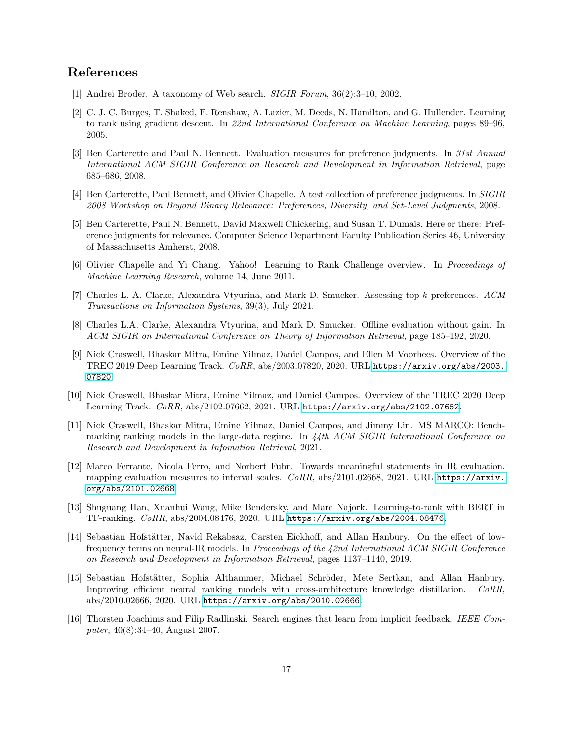## References

[1] Andrei Broder. A taxonomy of Web search. *SIGIR Forum*, 36(2):3–10, 2002.

[2] C. J. C. Burges, T. Shaked, E. Renshaw, A. Lazier, M. Deeds, N. Hamilton, and G. Hullender. Learning to rank using gradient descent. In *22nd International Conference on Machine Learning*, pages 89–96, 2005.

[3] Ben Carterette and Paul N. Bennett. Evaluation measures for preference judgments. In *31st Annual International ACM SIGIR Conference on Research and Development in Information Retrieval*, page 685–686, 2008.

[4] Ben Carterette, Paul Bennett, and Olivier Chapelle. A test collection of preference judgments. In *SIGIR 2008 Workshop on Beyond Binary Relevance: Preferences, Diversity, and Set-Level Judgments*, 2008.

[5] Ben Carterette, Paul N. Bennett, David Maxwell Chickering, and Susan T. Dumais. Here or there: Preference judgments for relevance. Computer Science Department Faculty Publication Series 46, University of Massachusetts Amherst, 2008.

[6] Olivier Chapelle and Yi Chang. Yahoo! Learning to Rank Challenge overview. In *Proceedings of Machine Learning Research*, volume 14, June 2011.

[7] Charles L. A. Clarke, Alexandra Vtyurina, and Mark D. Smucker. Assessing top-$k$ preferences. *ACM Transactions on Information Systems*, 39(3), July 2021.

[8] Charles L.A. Clarke, Alexandra Vtyurina, and Mark D. Smucker. Offline evaluation without gain. In *ACM SIGIR on International Conference on Theory of Information Retrieval*, page 185–192, 2020.

[9] Nick Craswell, Bhaskar Mitra, Emine Yilmaz, Daniel Campos, and Ellen M Voorhees. Overview of the TREC 2019 Deep Learning Track. *CoRR*, abs/2003.07820, 2020. URL https://arxiv.org/abs/2003.07820.

[10] Nick Craswell, Bhaskar Mitra, Emine Yilmaz, and Daniel Campos. Overview of the TREC 2020 Deep Learning Track. *CoRR*, abs/2102.07662, 2021. URL https://arxiv.org/abs/2102.07662.

[11] Nick Craswell, Bhaskar Mitra, Emine Yilmaz, Daniel Campos, and Jimmy Lin. MS MARCO: Benchmarking ranking models in the large-data regime. In *44th ACM SIGIR International Conference on Research and Development in Infomation Retrieval*, 2021.

[12] Marco Ferrante, Nicola Ferro, and Norbert Fuhr. Towards meaningful statements in IR evaluation. mapping evaluation measures to interval scales. *CoRR*, abs/2101.02668, 2021. URL https://arxiv.org/abs/2101.02668.

[13] Shuguang Han, Xuanhui Wang, Mike Bendersky, and Marc Najork. Learning-to-rank with BERT in TF-ranking. *CoRR*, abs/2004.08476, 2020. URL https://arxiv.org/abs/2004.08476.

[14] Sebastian Hofstätter, Navid Rekabsaz, Carsten Eickhoff, and Allan Hanbury. On the effect of low-frequency terms on neural-IR models. In *Proceedings of the 42nd International ACM SIGIR Conference on Research and Development in Information Retrieval*, pages 1137–1140, 2019.

[15] Sebastian Hofstätter, Sophia Althammer, Michael Schröder, Mete Sertkan, and Allan Hanbury. Improving efficient neural ranking models with cross-architecture knowledge distillation. *CoRR*, abs/2010.02666, 2020. URL https://arxiv.org/abs/2010.02666.

[16] Thorsten Joachims and Filip Radlinski. Search engines that learn from implicit feedback. *IEEE Computer*, 40(8):34–40, August 2007.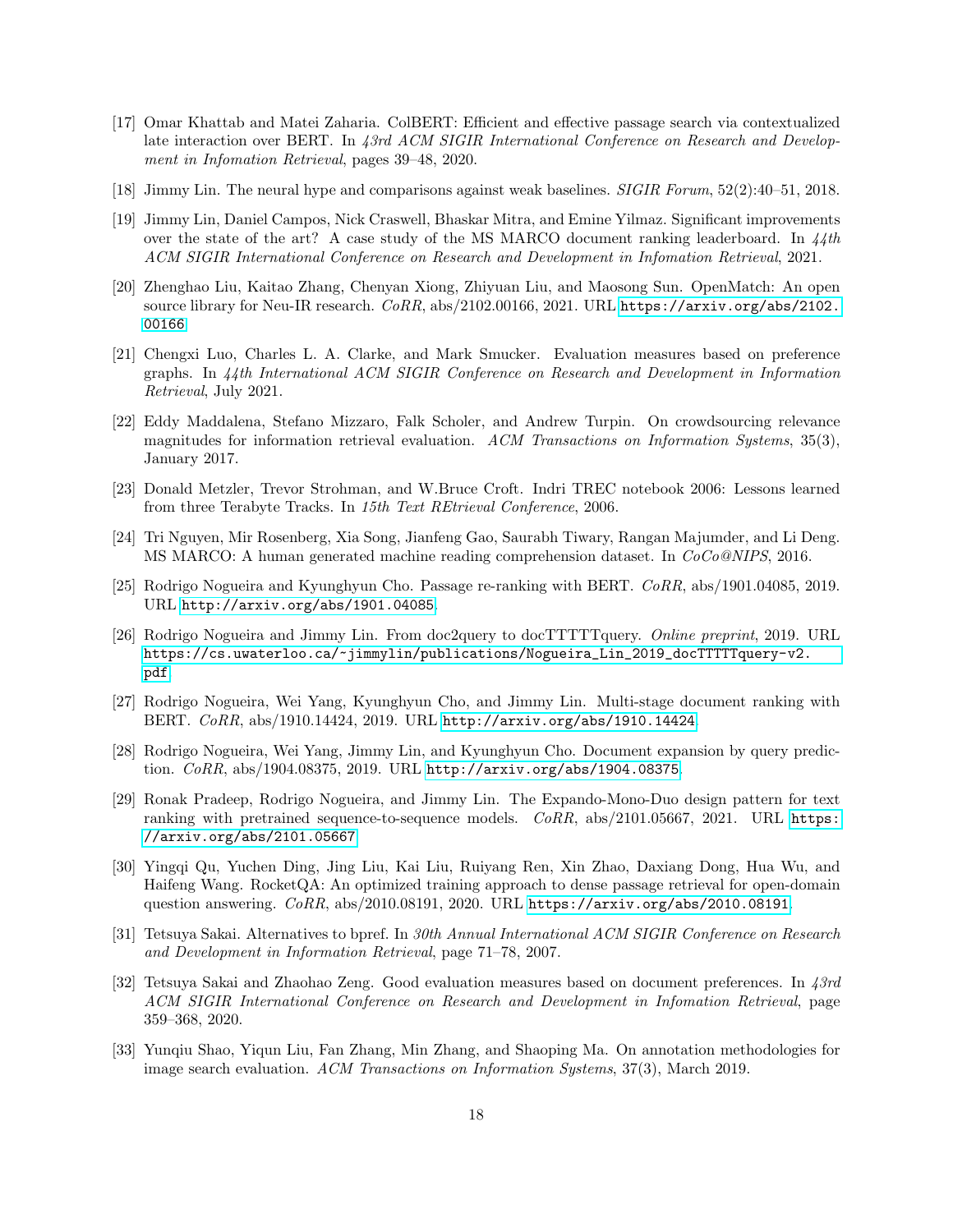[17] Omar Khattab and Matei Zaharia. ColBERT: Efficient and effective passage search via contextualized late interaction over BERT. In *43rd ACM SIGIR International Conference on Research and Development in Infomation Retrieval*, pages 39–48, 2020.

[18] Jimmy Lin. The neural hype and comparisons against weak baselines. *SIGIR Forum*, 52(2):40–51, 2018.

[19] Jimmy Lin, Daniel Campos, Nick Craswell, Bhaskar Mitra, and Emine Yilmaz. Significant improvements over the state of the art? A case study of the MS MARCO document ranking leaderboard. In *44th ACM SIGIR International Conference on Research and Development in Infomation Retrieval*, 2021.

[20] Zhenghao Liu, Kaitao Zhang, Chenyan Xiong, Zhiyuan Liu, and Maosong Sun. OpenMatch: An open source library for Neu-IR research. *CoRR*, abs/2102.00166, 2021. URL https://arxiv.org/abs/2102.00166.

[21] Chengxi Luo, Charles L. A. Clarke, and Mark Smucker. Evaluation measures based on preference graphs. In *44th International ACM SIGIR Conference on Research and Development in Information Retrieval*, July 2021.

[22] Eddy Maddalena, Stefano Mizzaro, Falk Scholer, and Andrew Turpin. On crowdsourcing relevance magnitudes for information retrieval evaluation. *ACM Transactions on Information Systems*, 35(3), January 2017.

[23] Donald Metzler, Trevor Strohman, and W.Bruce Croft. Indri TREC notebook 2006: Lessons learned from three Terabyte Tracks. In *15th Text REtrieval Conference*, 2006.

[24] Tri Nguyen, Mir Rosenberg, Xia Song, Jianfeng Gao, Saurabh Tiwary, Rangan Majumder, and Li Deng. MS MARCO: A human generated machine reading comprehension dataset. In *CoCo@NIPS*, 2016.

[25] Rodrigo Nogueira and Kyunghyun Cho. Passage re-ranking with BERT. *CoRR*, abs/1901.04085, 2019. URL http://arxiv.org/abs/1901.04085.

[26] Rodrigo Nogueira and Jimmy Lin. From doc2query to docTTTTTquery. *Online preprint*, 2019. URL https://cs.uwaterloo.ca/~jimmylin/publications/Nogueira_Lin_2019_docTTTTTquery-v2.pdf.

[27] Rodrigo Nogueira, Wei Yang, Kyunghyun Cho, and Jimmy Lin. Multi-stage document ranking with BERT. *CoRR*, abs/1910.14424, 2019. URL http://arxiv.org/abs/1910.14424.

[28] Rodrigo Nogueira, Wei Yang, Jimmy Lin, and Kyunghyun Cho. Document expansion by query prediction. *CoRR*, abs/1904.08375, 2019. URL http://arxiv.org/abs/1904.08375.

[29] Ronak Pradeep, Rodrigo Nogueira, and Jimmy Lin. The Expando-Mono-Duo design pattern for text ranking with pretrained sequence-to-sequence models. *CoRR*, abs/2101.05667, 2021. URL https://arxiv.org/abs/2101.05667.

[30] Yingqi Qu, Yuchen Ding, Jing Liu, Kai Liu, Ruiyang Ren, Xin Zhao, Daxiang Dong, Hua Wu, and Haifeng Wang. RocketQA: An optimized training approach to dense passage retrieval for open-domain question answering. *CoRR*, abs/2010.08191, 2020. URL https://arxiv.org/abs/2010.08191.

[31] Tetsuya Sakai. Alternatives to bpref. In *30th Annual International ACM SIGIR Conference on Research and Development in Information Retrieval*, page 71–78, 2007.

[32] Tetsuya Sakai and Zhaohao Zeng. Good evaluation measures based on document preferences. In *43rd ACM SIGIR International Conference on Research and Development in Infomation Retrieval*, page 359–368, 2020.

[33] Yunqiu Shao, Yiqun Liu, Fan Zhang, Min Zhang, and Shaoping Ma. On annotation methodologies for image search evaluation. *ACM Transactions on Information Systems*, 37(3), March 2019.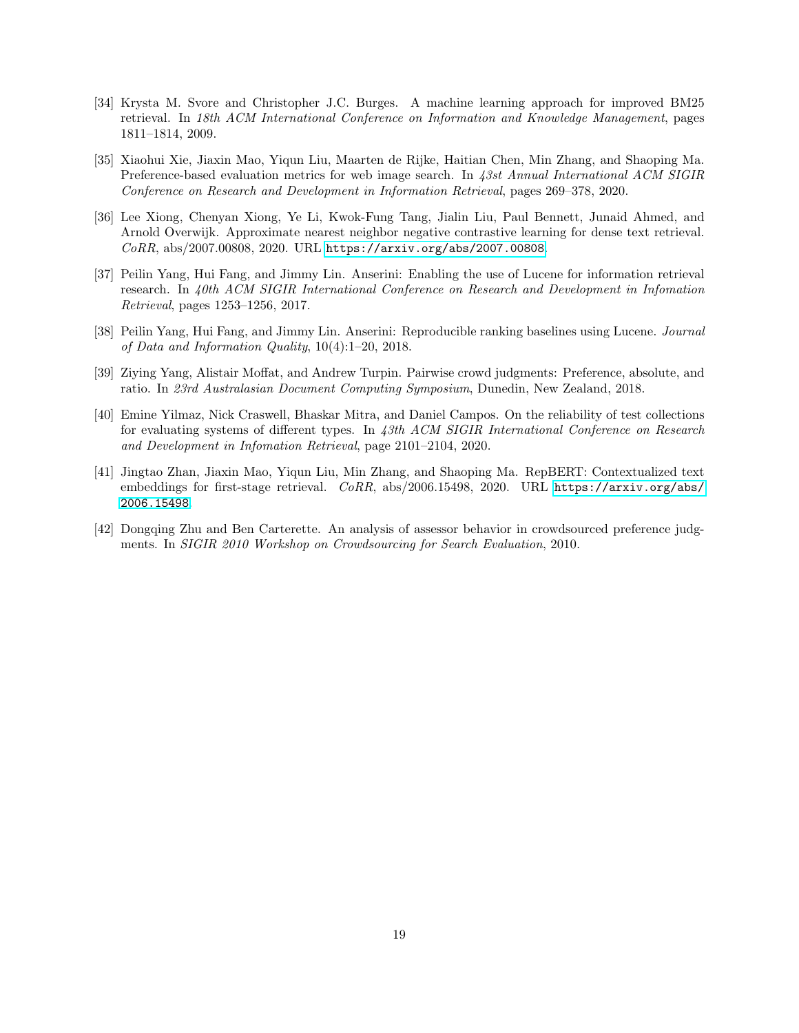[34] Krysta M. Svore and Christopher J.C. Burges. A machine learning approach for improved BM25 retrieval. In *18th ACM International Conference on Information and Knowledge Management*, pages 1811–1814, 2009.

[35] Xiaohui Xie, Jiaxin Mao, Yiqun Liu, Maarten de Rijke, Haitian Chen, Min Zhang, and Shaoping Ma. Preference-based evaluation metrics for web image search. In *43st Annual International ACM SIGIR Conference on Research and Development in Information Retrieval*, pages 269–378, 2020.

[36] Lee Xiong, Chenyan Xiong, Ye Li, Kwok-Fung Tang, Jialin Liu, Paul Bennett, Junaid Ahmed, and Arnold Overwijk. Approximate nearest neighbor negative contrastive learning for dense text retrieval. *CoRR*, abs/2007.00808, 2020. URL https://arxiv.org/abs/2007.00808.

[37] Peilin Yang, Hui Fang, and Jimmy Lin. Anserini: Enabling the use of Lucene for information retrieval research. In *40th ACM SIGIR International Conference on Research and Development in Infomation Retrieval*, pages 1253–1256, 2017.

[38] Peilin Yang, Hui Fang, and Jimmy Lin. Anserini: Reproducible ranking baselines using Lucene. *Journal of Data and Information Quality*, 10(4):1–20, 2018.

[39] Ziying Yang, Alistair Moffat, and Andrew Turpin. Pairwise crowd judgments: Preference, absolute, and ratio. In *23rd Australasian Document Computing Symposium*, Dunedin, New Zealand, 2018.

[40] Emine Yilmaz, Nick Craswell, Bhaskar Mitra, and Daniel Campos. On the reliability of test collections for evaluating systems of different types. In *43th ACM SIGIR International Conference on Research and Development in Infomation Retrieval*, page 2101–2104, 2020.

[41] Jingtao Zhan, Jiaxin Mao, Yiqun Liu, Min Zhang, and Shaoping Ma. RepBERT: Contextualized text embeddings for first-stage retrieval. *CoRR*, abs/2006.15498, 2020. URL https://arxiv.org/abs/2006.15498.

[42] Dongqing Zhu and Ben Carterette. An analysis of assessor behavior in crowdsourced preference judgments. In *SIGIR 2010 Workshop on Crowdsourcing for Search Evaluation*, 2010.